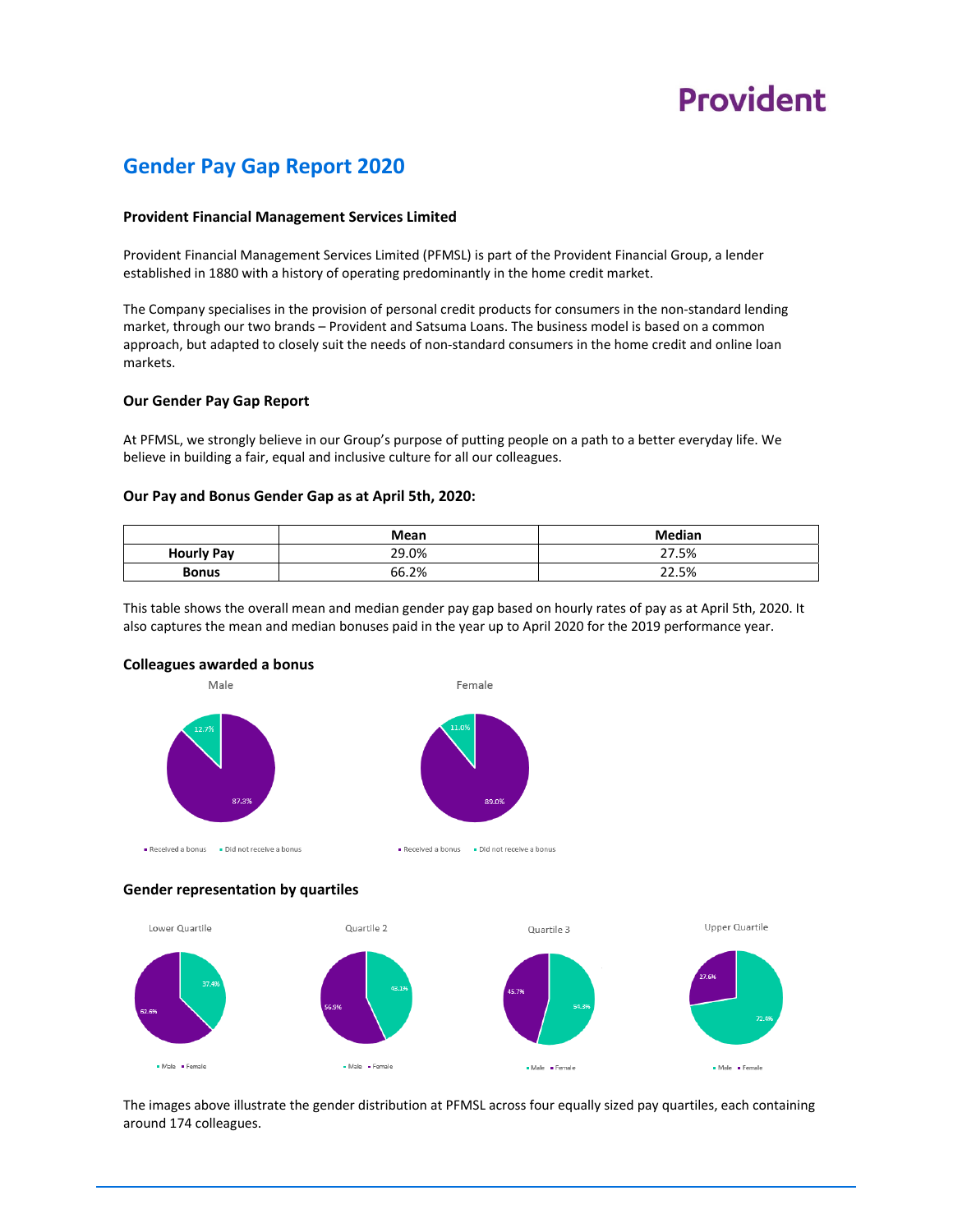Provident

# Gender Pay Gap Report 2020

### Provident Financial Management Services Limited

Provident Financial Management Services Limited (PFMSL) is part of the Provident Financial Group, a lender established in 1880 with a history of operating predominantly in the home credit market.

The Company specialises in the provision of personal credit products for consumers in the non-standard lending market, through our two brands – Provident and Satsuma Loans. The business model is based on a common approach, but adapted to closely suit the needs of non-standard consumers in the home credit and online loan markets.

### Our Gender Pay Gap Report

At PFMSL, we strongly believe in our Group's purpose of putting people on a path to a better everyday life. We believe in building a fair, equal and inclusive culture for all our colleagues.

### Our Pay and Bonus Gender Gap as at April 5th, 2020:

| | Mean | Median |
|---|---|---|
| **Hourly Pay** | 29.0% | 27.5% |
| **Bonus** | 66.2% | 22.5% |

This table shows the overall mean and median gender pay gap based on hourly rates of pay as at April 5th, 2020. It also captures the mean and median bonuses paid in the year up to April 2020 for the 2019 performance year.

### Colleagues awarded a bonus

Male

- Received a bonus: 87.3%
- Did not receive a bonus: 12.7%

Female

- Received a bonus: 89.0%
- Did not receive a bonus: 11.0%

### Gender representation by quartiles

| | Male | Female |
|---|---|---|
| Lower Quartile | 37.4% | 62.6% |
| Quartile 2 | 43.1% | 56.9% |
| Quartile 3 | 54.3% | 45.7% |
| Upper Quartile | 72.4% | 27.6% |

The images above illustrate the gender distribution at PFMSL across four equally sized pay quartiles, each containing around 174 colleagues.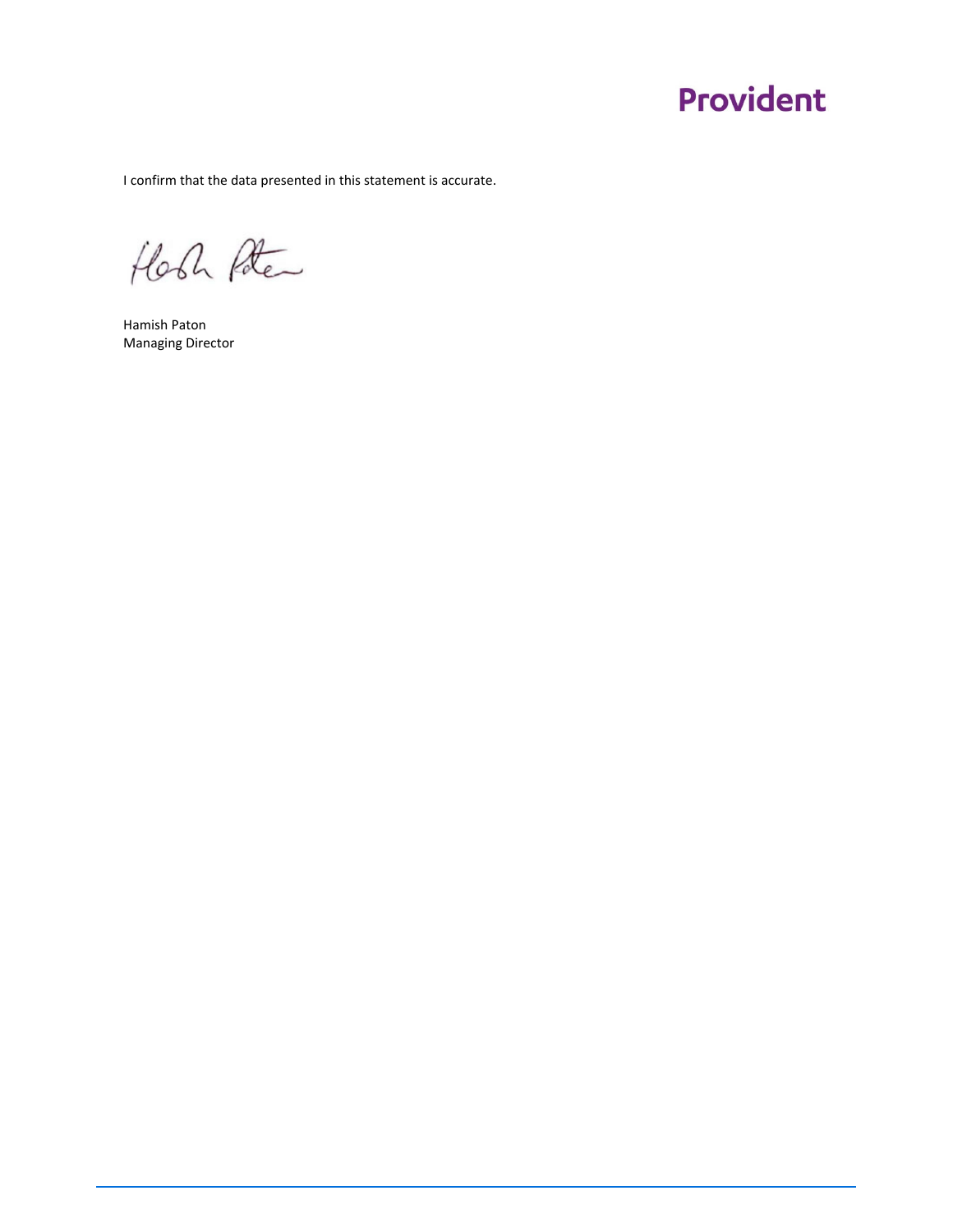Provident

I confirm that the data presented in this statement is accurate.

Hamish Paton
Managing Director